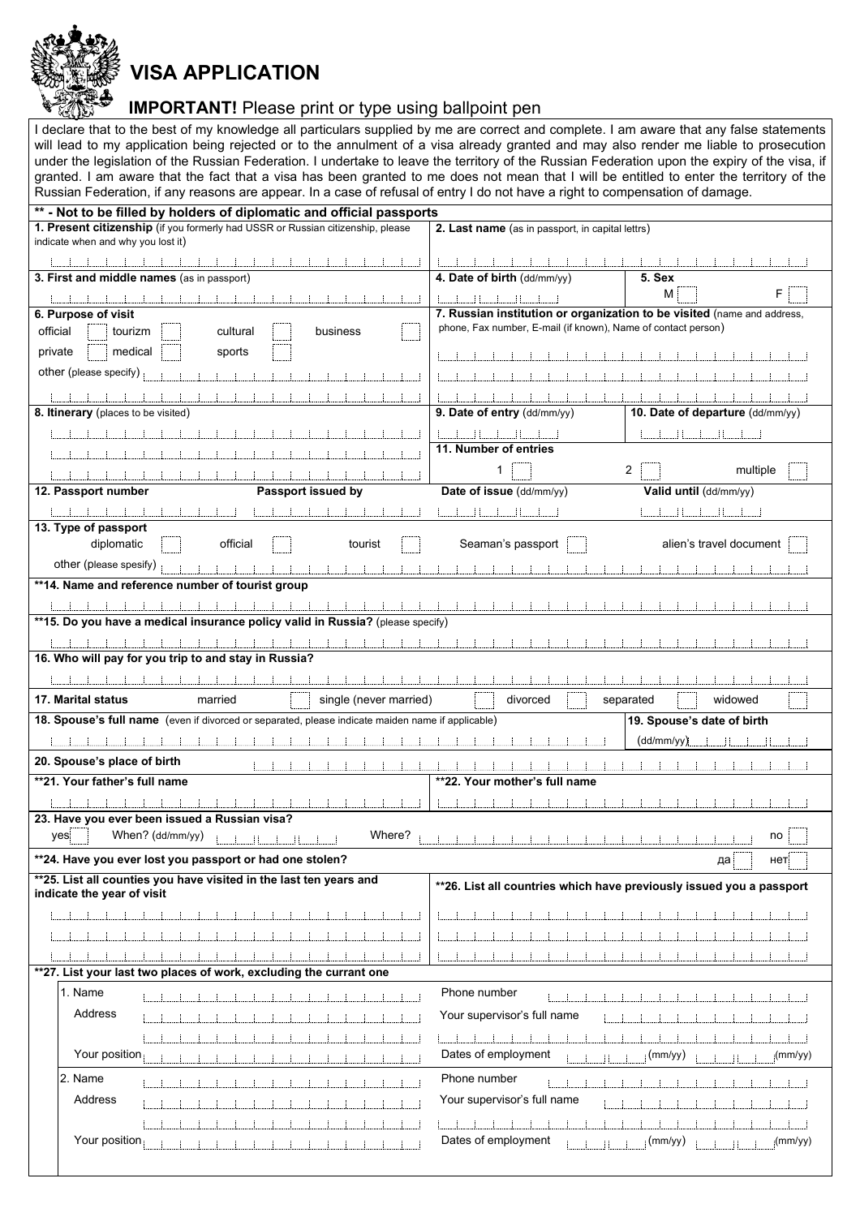# VISA APPLICATION

**IMPORTANT!** Please print or type using ballpoint pen

I declare that to the best of my knowledge all particulars supplied by me are correct and complete. I am aware that any false statements will lead to my application being rejected or to the annulment of a visa already granted and may also render me liable to prosecution under the legislation of the Russian Federation. I undertake to leave the territory of the Russian Federation upon the expiry of the visa, if granted. I am aware that the fact that a visa has been granted to me does not mean that I will be entitled to enter the territory of the Russian Federation, if any reasons are appear. In a case of refusal of entry I do not have a right to compensation of damage.

**** - Not to be filled by holders of diplomatic and official passports**

**1. Present citizenship** (if you formerly had USSR or Russian citizenship, please indicate when and why you lost it)

**2. Last name** (as in passport, in capital lettrs)

**3. First and middle names** (as in passport)

**4. Date of birth** (dd/mm/yy)

**5. Sex** M ☐ F ☐

**6. Purpose of visit**
official ☐ tourizm ☐ cultural ☐ business ☐
private ☐ medical ☐ sports ☐
other (please specify)

**7. Russian institution or organization to be visited** (name and address, phone, Fax number, E-mail (if known), Name of contact person)

**8. Itinerary** (places to be visited)

**9. Date of entry** (dd/mm/yy)

**10. Date of departure** (dd/mm/yy)

**11. Number of entries**
1 ☐ 2 ☐ multiple ☐

**12. Passport number** **Passport issued by** **Date of issue** (dd/mm/yy) **Valid until** (dd/mm/yy)

**13. Type of passport**
diplomatic ☐ official ☐ tourist ☐ Seaman's passport ☐ alien's travel document ☐
other (please spesify)

****14. Name and reference number of tourist group**

****15. Do you have a medical insurance policy valid in Russia?** (please specify)

**16. Who will pay for you trip to and stay in Russia?**

**17. Marital status** married ☐ single (never married) ☐ divorced ☐ separated ☐ widowed ☐

**18. Spouse's full name** (even if divorced or separated, please indicate maiden name if applicable)

**19. Spouse's date of birth** (dd/mm/yy)

**20. Spouse's place of birth**

****21. Your father's full name**

****22. Your mother's full name**

**23. Have you ever been issued a Russian visa?**
yes ☐ When? (dd/mm/yy) Where? no ☐

****24. Have you ever lost you passport or had one stolen?** да ☐ нет ☐

****25. List all counties you have visited in the last ten years and indicate the year of visit**

****26. List all countries which have previously issued you a passport**

****27. List your last two places of work, excluding the currant one**

1. Name
   Address
   Your position
   Phone number
   Your supervisor's full name
   Dates of employment (mm/yy) (mm/yy)

2. Name
   Address
   Your position
   Phone number
   Your supervisor's full name
   Dates of employment (mm/yy) (mm/yy)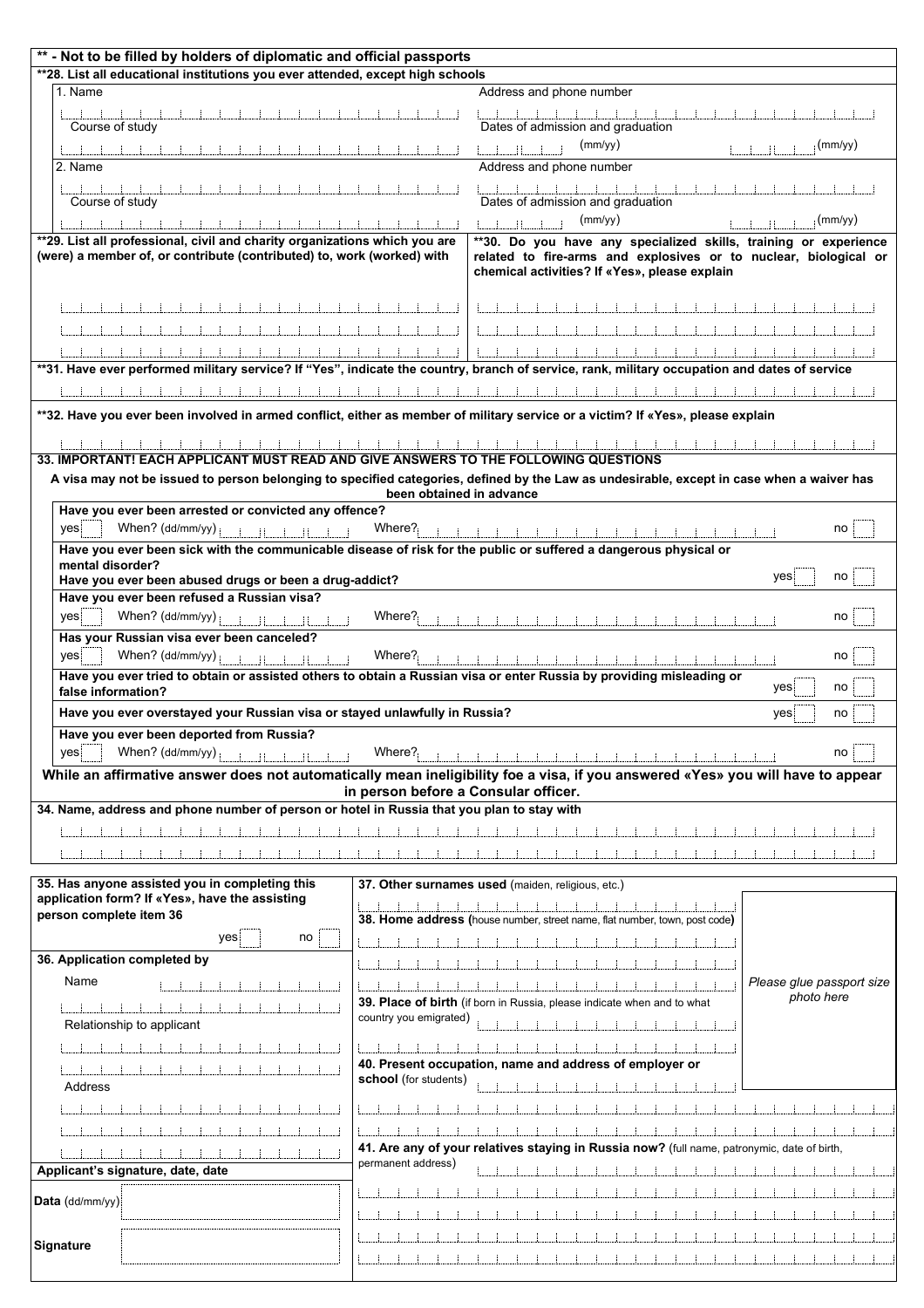**** - Not to be filled by holders of diplomatic and official passports**

****28. List all educational institutions you ever attended, except high schools**

1. Name

Course of study

Address and phone number

Dates of admission and graduation

(mm/yy) (mm/yy)

2. Name

Course of study

Address and phone number

Dates of admission and graduation

(mm/yy) (mm/yy)

****29. List all professional, civil and charity organizations which you are (were) a member of, or contribute (contributed) to, work (worked) with**

****30. Do you have any specialized skills, training or experience related to fire-arms and explosives or to nuclear, biological or chemical activities? If «Yes», please explain**

****31. Have ever performed military service? If "Yes", indicate the country, branch of service, rank, military occupation and dates of service**

****32. Have you ever been involved in armed conflict, either as member of military service or a victim? If «Yes», please explain**

**33. IMPORTANT! EACH APPLICANT MUST READ AND GIVE ANSWERS TO THE FOLLOWING QUESTIONS**

**A visa may not be issued to person belonging to specified categories, defined by the Law as undesirable, except in case when a waiver has been obtained in advance**

**Have you ever been arrested or convicted any offence?**

yes When? (dd/mm/yy) Where? no

**Have you ever been sick with the communicable disease of risk for the public or suffered a dangerous physical or mental disorder?**

**Have you ever been abused drugs or been a drug-addict?** yes no

**Have you ever been refused a Russian visa?**

yes When? (dd/mm/yy) Where? no

**Has your Russian visa ever been canceled?**

yes When? (dd/mm/yy) Where? no

**Have you ever tried to obtain or assisted others to obtain a Russian visa or enter Russia by providing misleading or false information?** yes no

**Have you ever overstayed your Russian visa or stayed unlawfully in Russia?** yes no

**Have you ever been deported from Russia?**

yes When? (dd/mm/yy) Where? no

**While an affirmative answer does not automatically mean ineligibility foe a visa, if you answered «Yes» you will have to appear in person before a Consular officer.**

**34. Name, address and phone number of person or hotel in Russia that you plan to stay with**

**35. Has anyone assisted you in completing this application form? If «Yes», have the assisting person complete item 36**

yes no

**36. Application completed by**

Name

Relationship to applicant

Address

**Applicant's signature, date, date**

**Data** (dd/mm/yy)

**Signature**

**37. Other surnames used** (maiden, religious, etc.)

**38. Home address (**house number, street name, flat number, town, post code**)**

**39. Place of birth** (if born in Russia, please indicate when and to what country you emigrated)

**40. Present occupation, name and address of employer or school** (for students)

**41. Are any of your relatives staying in Russia now?** (full name, patronymic, date of birth, permanent address)

*Please glue passport size photo here*